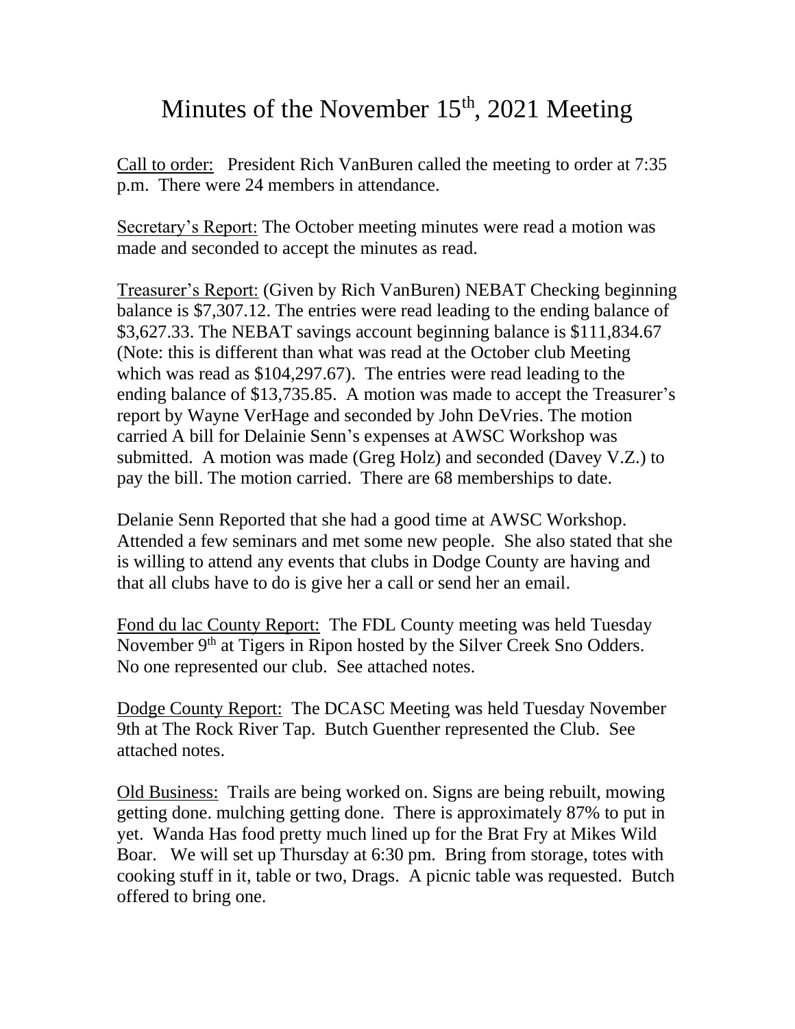# Minutes of the November 15th, 2021 Meeting

Call to order: President Rich VanBuren called the meeting to order at 7:35 p.m. There were 24 members in attendance.

Secretary's Report: The October meeting minutes were read a motion was made and seconded to accept the minutes as read.

Treasurer's Report: (Given by Rich VanBuren) NEBAT Checking beginning balance is $7,307.12. The entries were read leading to the ending balance of $3,627.33. The NEBAT savings account beginning balance is $111,834.67 (Note: this is different than what was read at the October club Meeting which was read as $104,297.67). The entries were read leading to the ending balance of $13,735.85. A motion was made to accept the Treasurer's report by Wayne VerHage and seconded by John DeVries. The motion carried A bill for Delainie Senn's expenses at AWSC Workshop was submitted. A motion was made (Greg Holz) and seconded (Davey V.Z.) to pay the bill. The motion carried. There are 68 memberships to date.

Delanie Senn Reported that she had a good time at AWSC Workshop. Attended a few seminars and met some new people. She also stated that she is willing to attend any events that clubs in Dodge County are having and that all clubs have to do is give her a call or send her an email.

Fond du lac County Report: The FDL County meeting was held Tuesday November 9th at Tigers in Ripon hosted by the Silver Creek Sno Odders. No one represented our club. See attached notes.

Dodge County Report: The DCASC Meeting was held Tuesday November 9th at The Rock River Tap. Butch Guenther represented the Club. See attached notes.

Old Business: Trails are being worked on. Signs are being rebuilt, mowing getting done. mulching getting done. There is approximately 87% to put in yet. Wanda Has food pretty much lined up for the Brat Fry at Mikes Wild Boar. We will set up Thursday at 6:30 pm. Bring from storage, totes with cooking stuff in it, table or two, Drags. A picnic table was requested. Butch offered to bring one.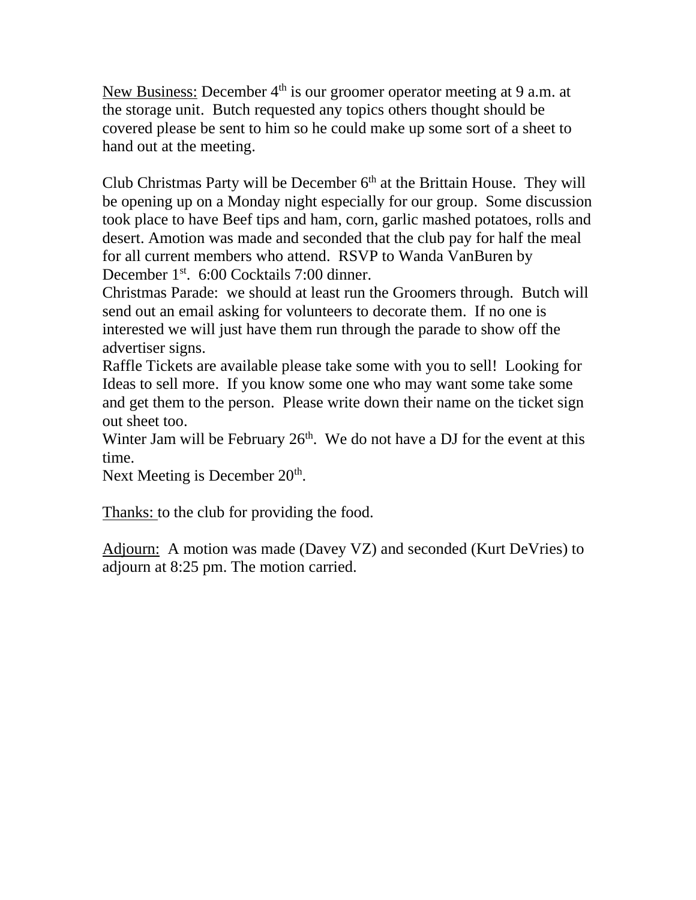New Business: December 4th is our groomer operator meeting at 9 a.m. at the storage unit. Butch requested any topics others thought should be covered please be sent to him so he could make up some sort of a sheet to hand out at the meeting.

Club Christmas Party will be December 6th at the Brittain House. They will be opening up on a Monday night especially for our group. Some discussion took place to have Beef tips and ham, corn, garlic mashed potatoes, rolls and desert. Amotion was made and seconded that the club pay for half the meal for all current members who attend. RSVP to Wanda VanBuren by December 1st. 6:00 Cocktails 7:00 dinner.

Christmas Parade: we should at least run the Groomers through. Butch will send out an email asking for volunteers to decorate them. If no one is interested we will just have them run through the parade to show off the advertiser signs.

Raffle Tickets are available please take some with you to sell! Looking for Ideas to sell more. If you know some one who may want some take some and get them to the person. Please write down their name on the ticket sign out sheet too.

Winter Jam will be February 26th. We do not have a DJ for the event at this time.

Next Meeting is December 20th.

Thanks: to the club for providing the food.

Adjourn: A motion was made (Davey VZ) and seconded (Kurt DeVries) to adjourn at 8:25 pm. The motion carried.